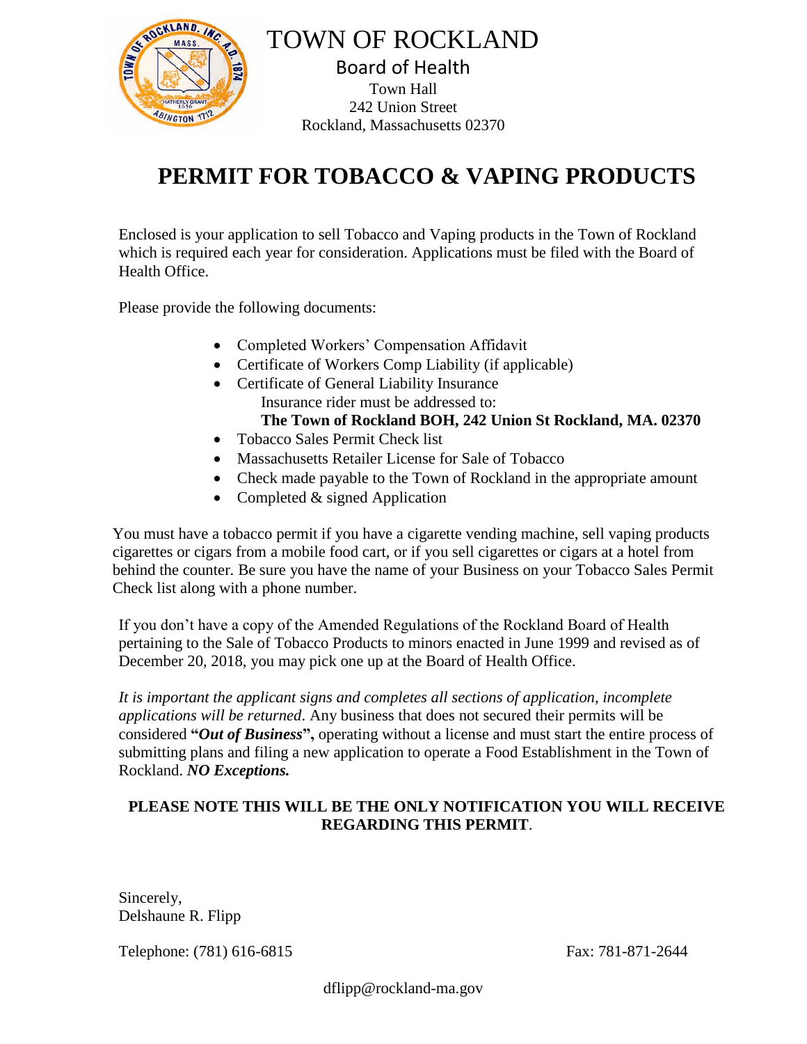TOWN OF ROCKLAND

Board of Health

Town Hall
242 Union Street
Rockland, Massachusetts 02370

# PERMIT FOR TOBACCO & VAPING PRODUCTS

Enclosed is your application to sell Tobacco and Vaping products in the Town of Rockland which is required each year for consideration. Applications must be filed with the Board of Health Office.

Please provide the following documents:

- Completed Workers' Compensation Affidavit
- Certificate of Workers Comp Liability (if applicable)
- Certificate of General Liability Insurance
  Insurance rider must be addressed to:
  **The Town of Rockland BOH, 242 Union St Rockland, MA. 02370**
- Tobacco Sales Permit Check list
- Massachusetts Retailer License for Sale of Tobacco
- Check made payable to the Town of Rockland in the appropriate amount
- Completed & signed Application

You must have a tobacco permit if you have a cigarette vending machine, sell vaping products cigarettes or cigars from a mobile food cart, or if you sell cigarettes or cigars at a hotel from behind the counter. Be sure you have the name of your Business on your Tobacco Sales Permit Check list along with a phone number.

If you don't have a copy of the Amended Regulations of the Rockland Board of Health pertaining to the Sale of Tobacco Products to minors enacted in June 1999 and revised as of December 20, 2018, you may pick one up at the Board of Health Office.

*It is important the applicant signs and completes all sections of application, incomplete applications will be returned*. Any business that does not secured their permits will be considered **"*Out of Business*",** operating without a license and must start the entire process of submitting plans and filing a new application to operate a Food Establishment in the Town of Rockland. ***NO Exceptions.***

**PLEASE NOTE THIS WILL BE THE ONLY NOTIFICATION YOU WILL RECEIVE REGARDING THIS PERMIT**.

Sincerely,
Delshaune R. Flipp

Telephone: (781) 616-6815 Fax: 781-871-2644

dflipp@rockland-ma.gov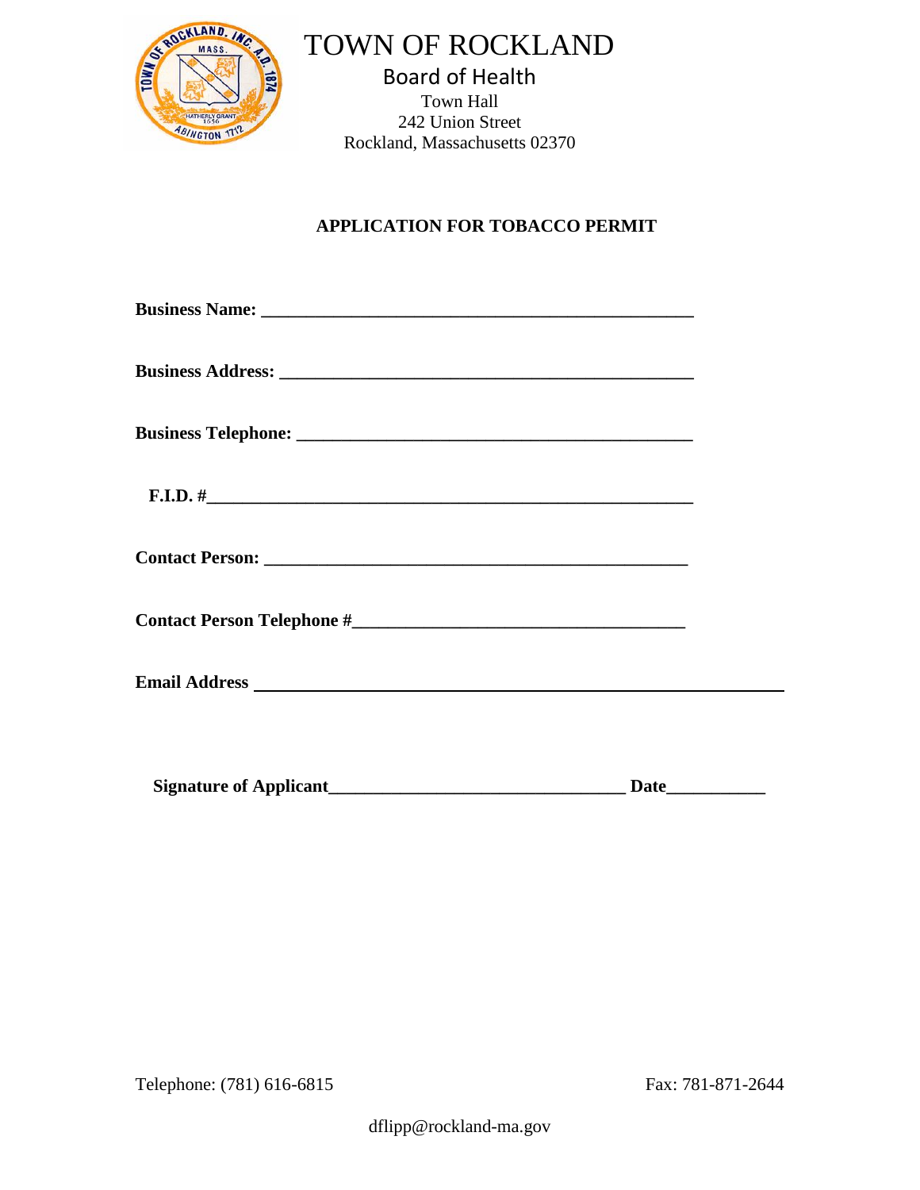# TOWN OF ROCKLAND

## Board of Health

Town Hall
242 Union Street
Rockland, Massachusetts 02370

**APPLICATION FOR TOBACCO PERMIT**

**Business Name:** _______________________________________________

**Business Address:** _____________________________________________

**Business Telephone:** ___________________________________________

**F.I.D. #**______________________________________________________

**Contact Person:** _______________________________________________

**Contact Person Telephone #**_____________________________________

**Email Address** _________________________________________________

**Signature of Applicant**________________________________ **Date**__________

Telephone: (781) 616-6815 Fax: 781-871-2644

dflipp@rockland-ma.gov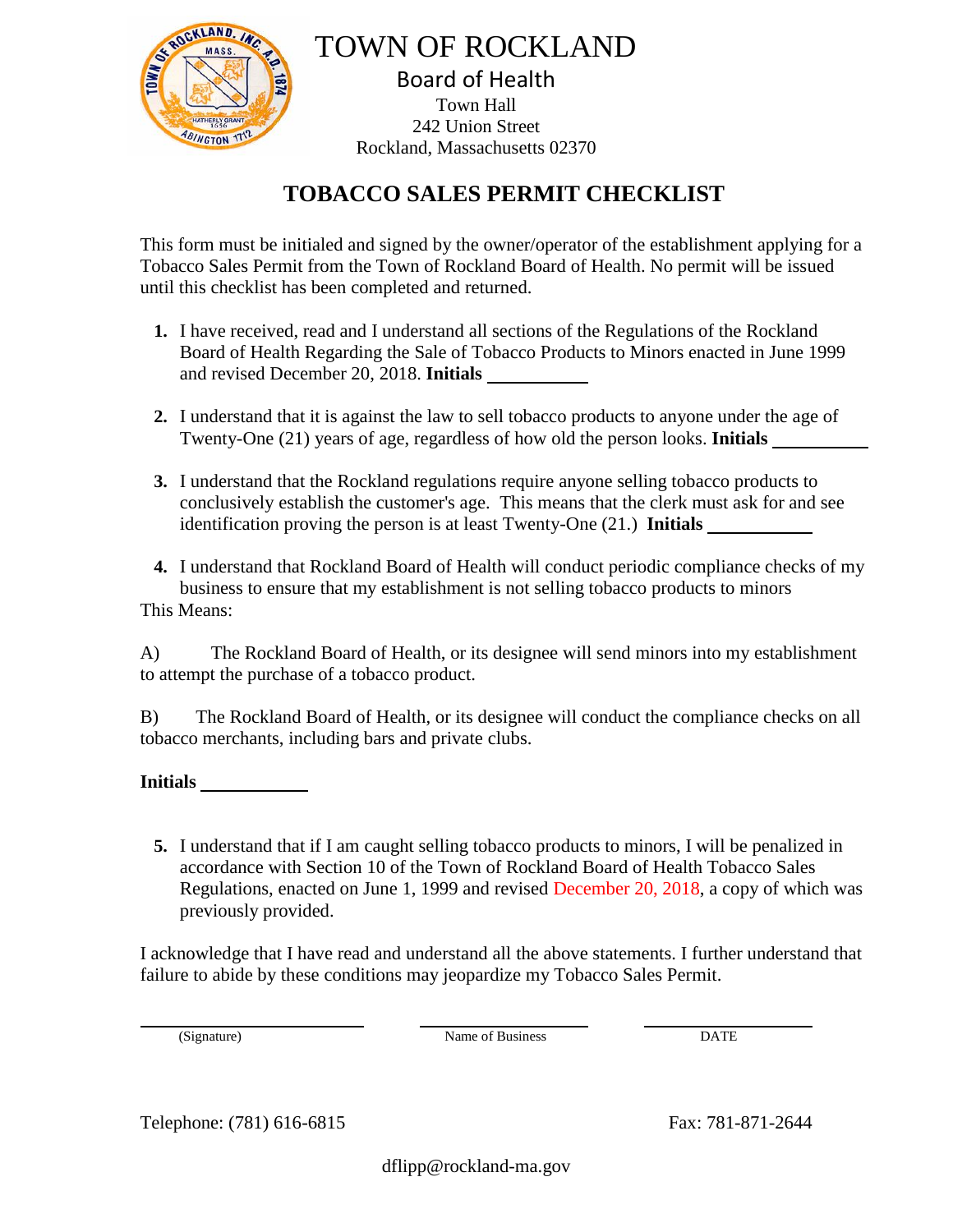# TOWN OF ROCKLAND

**Board of Health**

Town Hall
242 Union Street
Rockland, Massachusetts 02370

## TOBACCO SALES PERMIT CHECKLIST

This form must be initialed and signed by the owner/operator of the establishment applying for a Tobacco Sales Permit from the Town of Rockland Board of Health. No permit will be issued until this checklist has been completed and returned.

1. I have received, read and I understand all sections of the Regulations of the Rockland Board of Health Regarding the Sale of Tobacco Products to Minors enacted in June 1999 and revised December 20, 2018. **Initials** ___________

2. I understand that it is against the law to sell tobacco products to anyone under the age of Twenty-One (21) years of age, regardless of how old the person looks. **Initials** ___________

3. I understand that the Rockland regulations require anyone selling tobacco products to conclusively establish the customer's age. This means that the clerk must ask for and see identification proving the person is at least Twenty-One (21.) **Initials** ___________

4. I understand that Rockland Board of Health will conduct periodic compliance checks of my business to ensure that my establishment is not selling tobacco products to minors

This Means:

A) The Rockland Board of Health, or its designee will send minors into my establishment to attempt the purchase of a tobacco product.

B) The Rockland Board of Health, or its designee will conduct the compliance checks on all tobacco merchants, including bars and private clubs.

**Initials** ___________

5. I understand that if I am caught selling tobacco products to minors, I will be penalized in accordance with Section 10 of the Town of Rockland Board of Health Tobacco Sales Regulations, enacted on June 1, 1999 and revised December 20, 2018, a copy of which was previously provided.

I acknowledge that I have read and understand all the above statements. I further understand that failure to abide by these conditions may jeopardize my Tobacco Sales Permit.

| | | |
|---|---|---|
| ____________________ | ____________________ | ____________________ |
| (Signature) | Name of Business | DATE |

Telephone: (781) 616-6815

Fax: 781-871-2644

dflipp@rockland-ma.gov